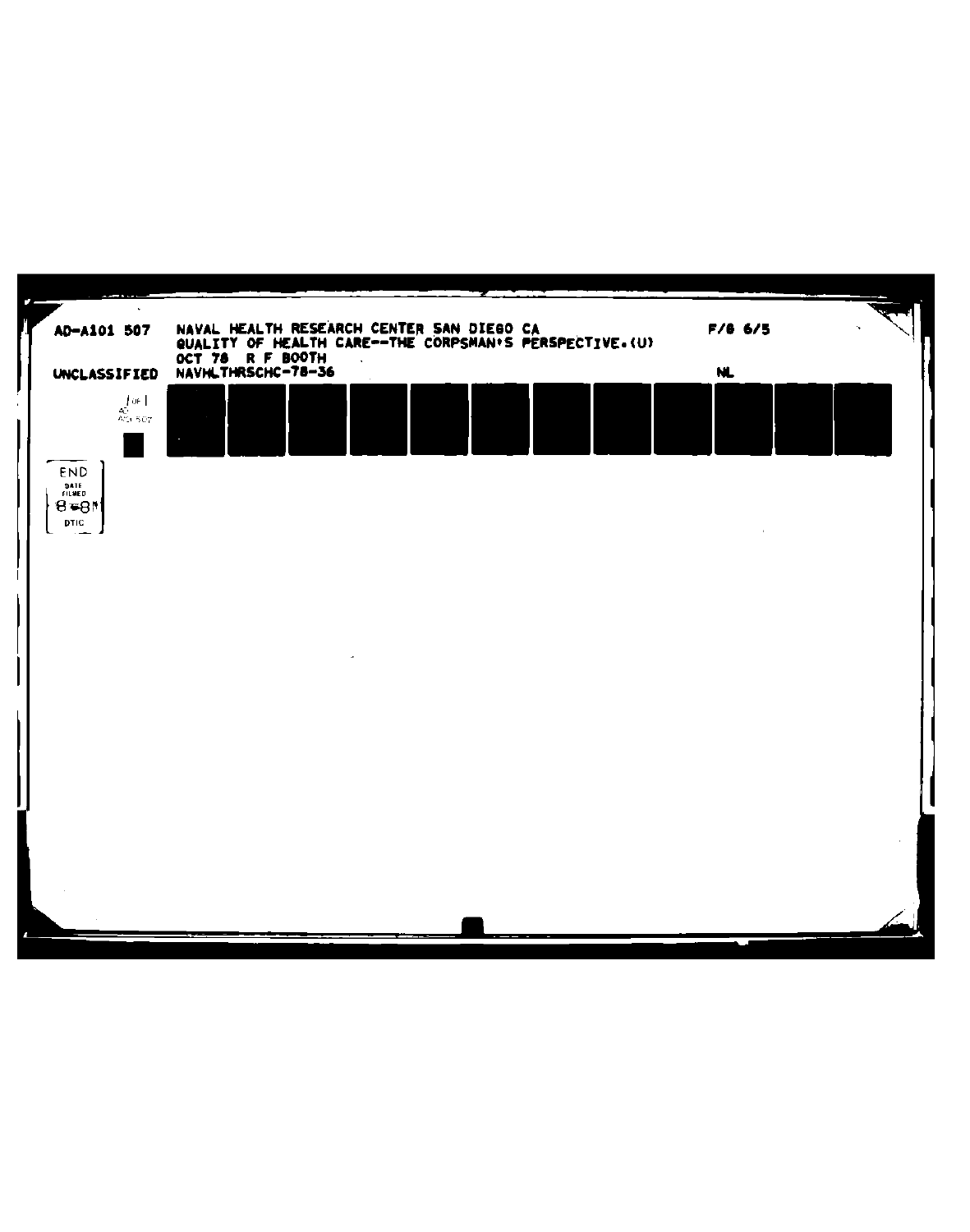AD-A101 507 NAVAL HEALTH RESEARCH CENTER SAN DIEGO CA F/G 6/5

QUALITY OF HEALTH CARE--THE CORPSMAN'S PERSPECTIVE.(U)

OCT 78 R F BOOTH

UNCLASSIFIED NAVHLTHRSCHC-78-36 NL

1 OF 1

AD A101507

END

DATE FILMED

8-81

DTIC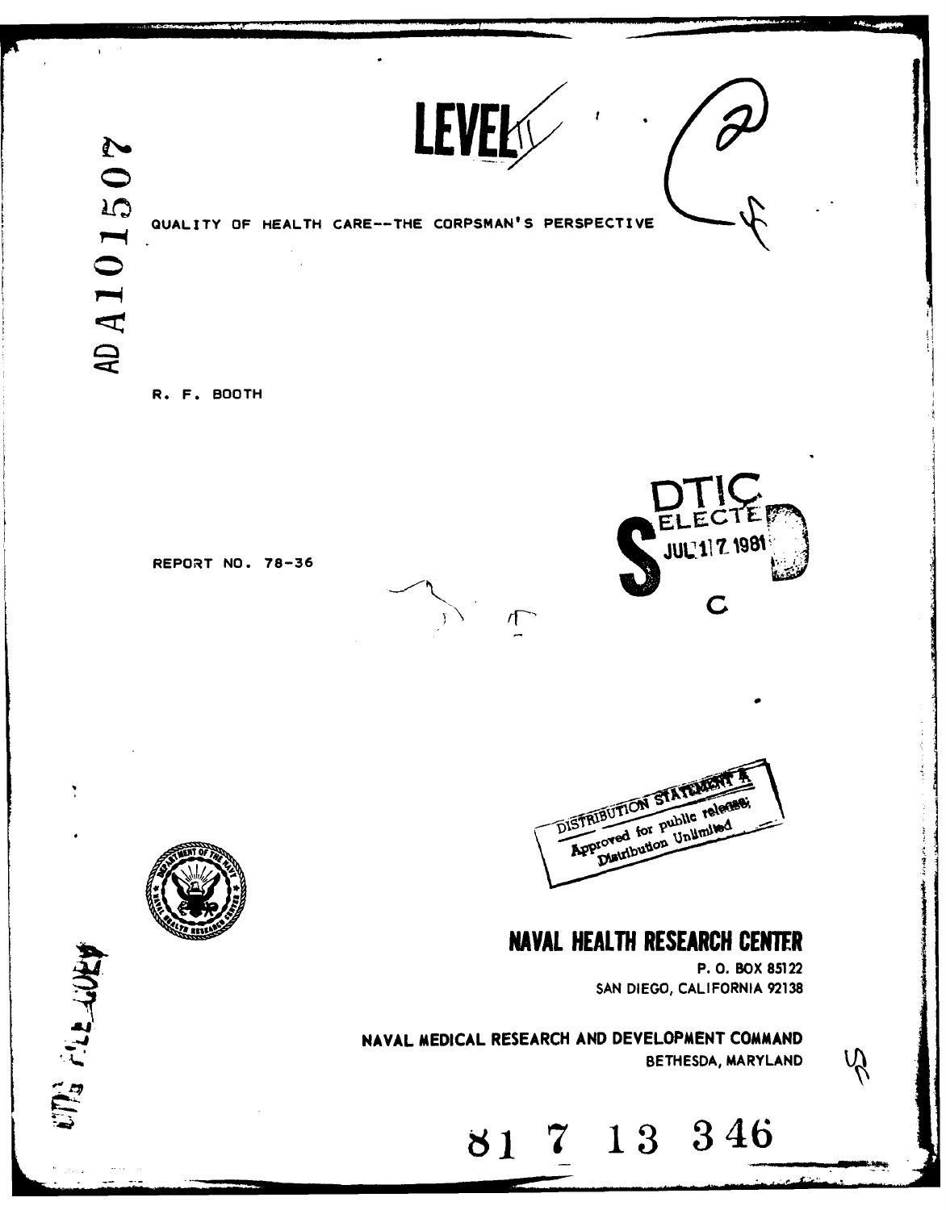LEVEL II

AD A101507

QUALITY OF HEALTH CARE--THE CORPSMAN'S PERSPECTIVE

R. F. BOOTH

REPORT NO. 78-36

DTIC ELECTE JUL 17 1981 C

DISTRIBUTION STATEMENT A
Approved for public release;
Distribution Unlimited

**NAVAL HEALTH RESEARCH CENTER**
P. O. BOX 85122
SAN DIEGO, CALIFORNIA 92138

**NAVAL MEDICAL RESEARCH AND DEVELOPMENT COMMAND**
BETHESDA, MARYLAND

81 7 13 346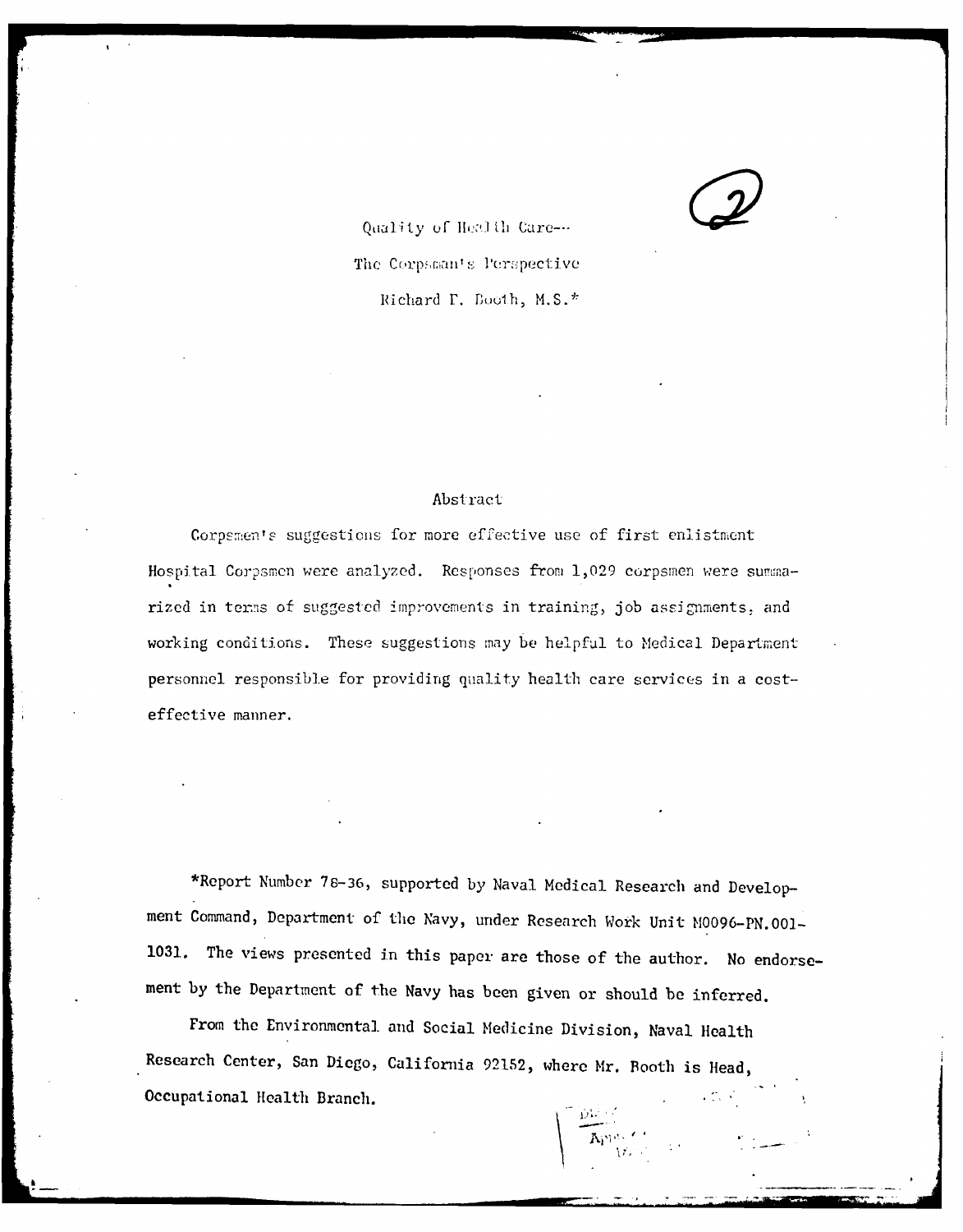Quality of Health Care--

The Corpsman's Perspective

Richard F. Booth, M.S.*

## Abstract

Corpsmen's suggestions for more effective use of first enlistment Hospital Corpsmen were analyzed. Responses from 1,029 corpsmen were summarized in terms of suggested improvements in training, job assignments, and working conditions. These suggestions may be helpful to Medical Department personnel responsible for providing quality health care services in a cost-effective manner.

*Report Number 78-36, supported by Naval Medical Research and Development Command, Department of the Navy, under Research Work Unit M0096-PN.001-1031. The views presented in this paper are those of the author. No endorsement by the Department of the Navy has been given or should be inferred.

From the Environmental and Social Medicine Division, Naval Health Research Center, San Diego, California 92152, where Mr. Booth is Head, Occupational Health Branch.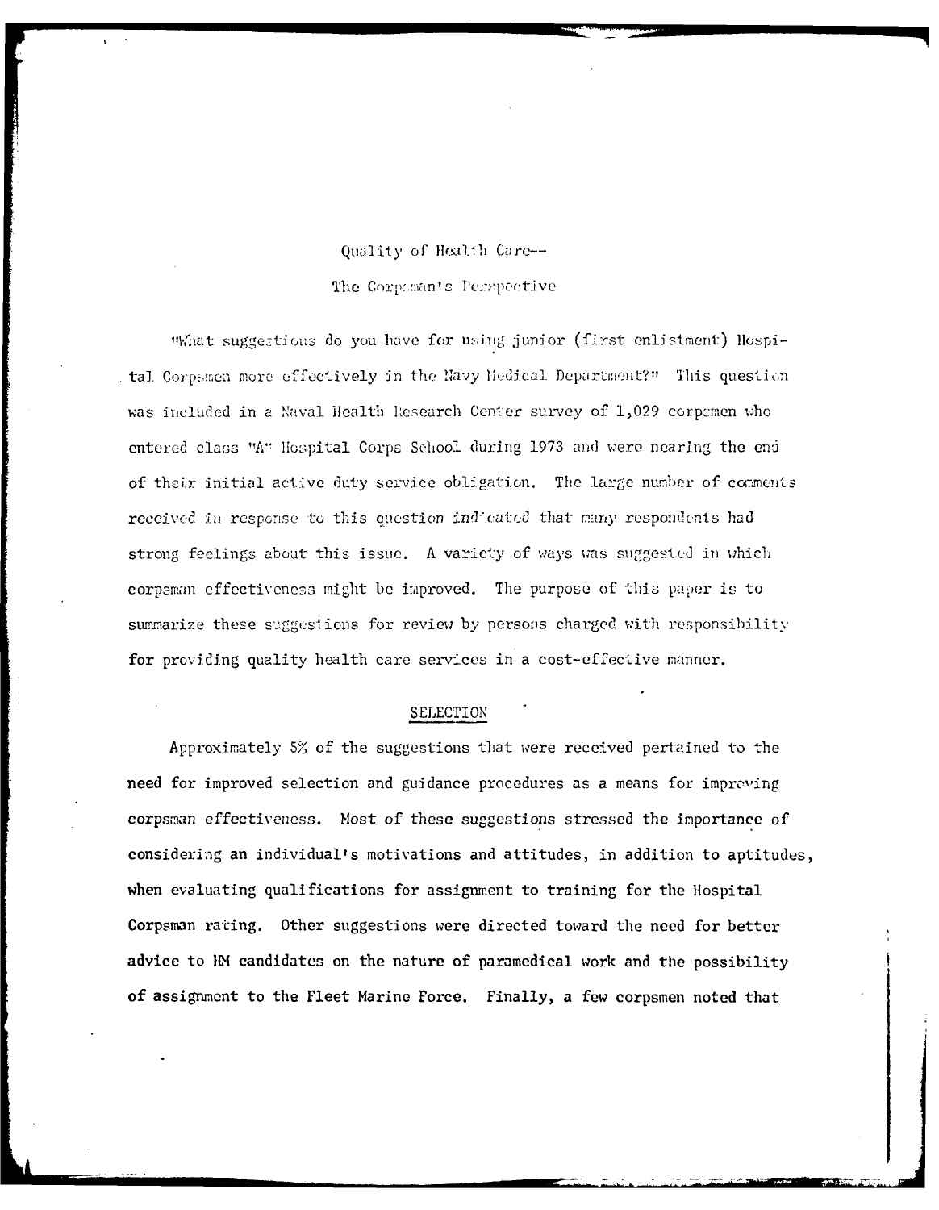# Quality of Health Care--

# The Corpsman's Perspective

"What suggestions do you have for using junior (first enlistment) Hospital Corpsmen more effectively in the Navy Medical Department?" This question was included in a Naval Health Research Center survey of 1,029 corpsmen who entered class "A" Hospital Corps School during 1973 and were nearing the end of their initial active duty service obligation. The large number of comments received in response to this question indicated that many respondents had strong feelings about this issue. A variety of ways was suggested in which corpsman effectiveness might be improved. The purpose of this paper is to summarize these suggestions for review by persons charged with responsibility for providing quality health care services in a cost-effective manner.

## SELECTION

Approximately 5% of the suggestions that were received pertained to the need for improved selection and guidance procedures as a means for improving corpsman effectiveness. Most of these suggestions stressed the importance of considering an individual's motivations and attitudes, in addition to aptitudes, when evaluating qualifications for assignment to training for the Hospital Corpsman rating. Other suggestions were directed toward the need for better advice to HM candidates on the nature of paramedical work and the possibility of assignment to the Fleet Marine Force. Finally, a few corpsmen noted that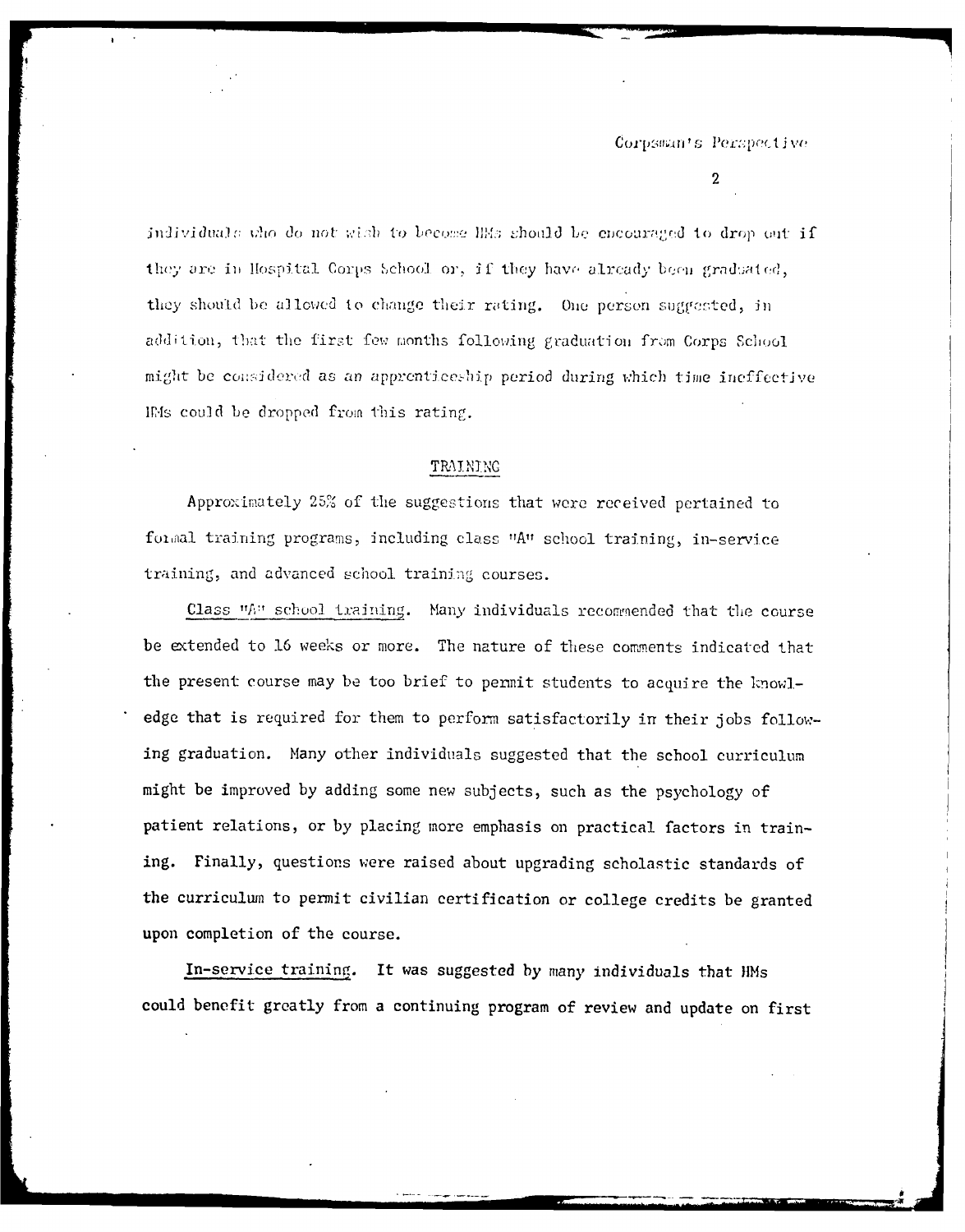individuals who do not wish to become HMs should be encouraged to drop out if they are in Hospital Corps School or, if they have already been graduated, they should be allowed to change their rating. One person suggested, in addition, that the first few months following graduation from Corps School might be considered as an apprenticeship period during which time ineffective HMs could be dropped from this rating.

## TRAINING

Approximately 25% of the suggestions that were received pertained to formal training programs, including class "A" school training, in-service training, and advanced school training courses.

Class "A" school training. Many individuals recommended that the course be extended to 16 weeks or more. The nature of these comments indicated that the present course may be too brief to permit students to acquire the knowledge that is required for them to perform satisfactorily in their jobs following graduation. Many other individuals suggested that the school curriculum might be improved by adding some new subjects, such as the psychology of patient relations, or by placing more emphasis on practical factors in training. Finally, questions were raised about upgrading scholastic standards of the curriculum to permit civilian certification or college credits be granted upon completion of the course.

In-service training. It was suggested by many individuals that HMs could benefit greatly from a continuing program of review and update on first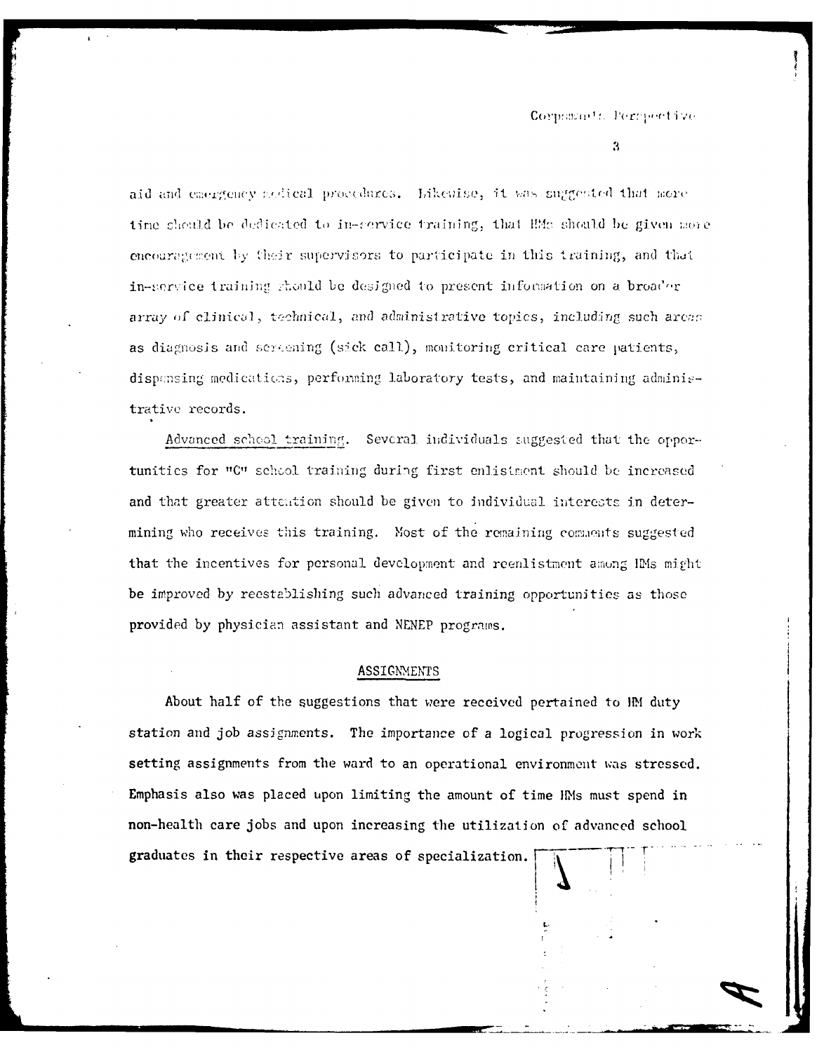aid and emergency medical procedures. Likewise, it was suggested that more time should be dedicated to in-service training, that HMs should be given more encouragement by their supervisors to participate in this training, and that in-service training should be designed to present information on a broader array of clinical, technical, and administrative topics, including such areas as diagnosis and screening (sick call), monitoring critical care patients, dispensing medications, performing laboratory tests, and maintaining administrative records.

Advanced school training. Several individuals suggested that the opportunities for "C" school training during first enlistment should be increased and that greater attention should be given to individual interests in determining who receives this training. Most of the remaining comments suggested that the incentives for personal development and reenlistment among HMs might be improved by reestablishing such advanced training opportunities as those provided by physician assistant and NENEP programs.

## ASSIGNMENTS

About half of the suggestions that were received pertained to HM duty station and job assignments. The importance of a logical progression in work setting assignments from the ward to an operational environment was stressed. Emphasis also was placed upon limiting the amount of time HMs must spend in non-health care jobs and upon increasing the utilization of advanced school graduates in their respective areas of specialization.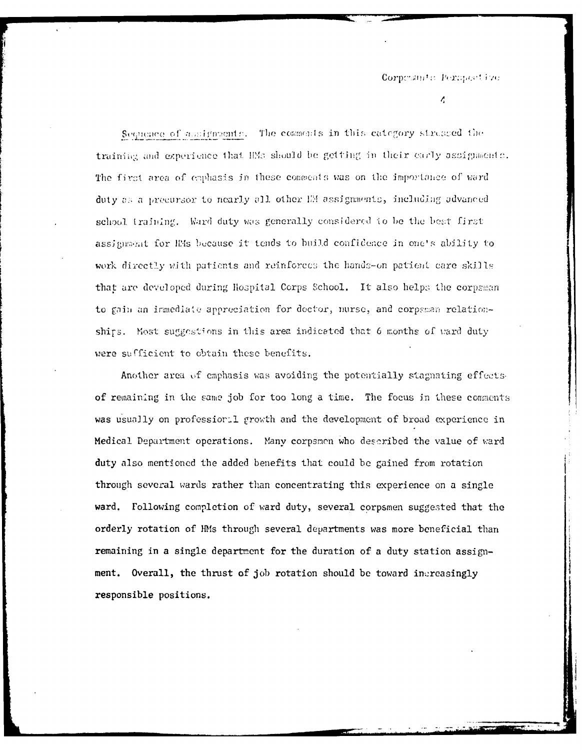_Sequence of assignments_. The comments in this category stressed the training and experience that HMs should be getting in their early assignments. The first area of emphasis in these comments was on the importance of ward duty as a precursor to nearly all other HM assignments, including advanced school training. Ward duty was generally considered to be the best first assignment for HMs because it tends to build confidence in one's ability to work directly with patients and reinforces the hands-on patient care skills that are developed during Hospital Corps School. It also helps the corpsman to gain an immediate appreciation for doctor, nurse, and corpsman relationships. Most suggestions in this area indicated that 6 months of ward duty were sufficient to obtain these benefits.

Another area of emphasis was avoiding the potentially stagnating effects of remaining in the same job for too long a time. The focus in these comments was usually on professional growth and the development of broad experience in Medical Department operations. Many corpsmen who described the value of ward duty also mentioned the added benefits that could be gained from rotation through several wards rather than concentrating this experience on a single ward. Following completion of ward duty, several corpsmen suggested that the orderly rotation of HMs through several departments was more beneficial than remaining in a single department for the duration of a duty station assignment. Overall, the thrust of job rotation should be toward increasingly responsible positions.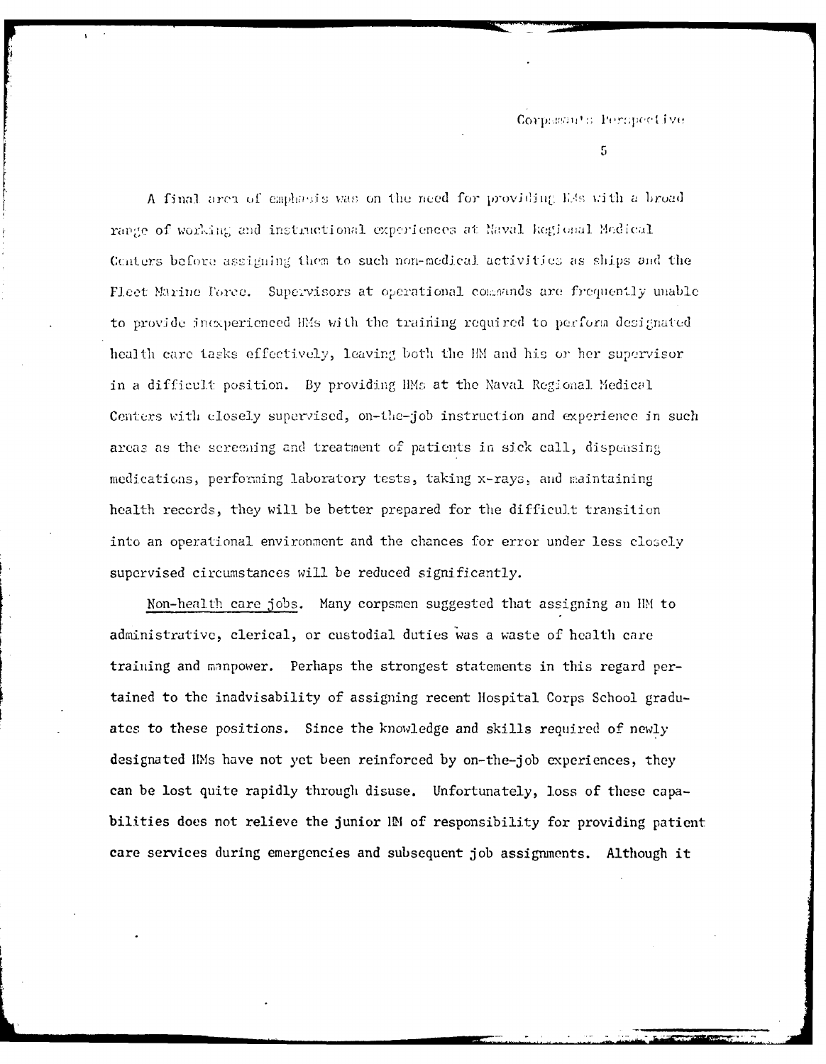A final area of emphasis was on the need for providing HMs with a broad range of working and instructional experiences at Naval Regional Medical Centers before assigning them to such non-medical activities as ships and the Fleet Marine Force. Supervisors at operational commands are frequently unable to provide inexperienced HMs with the training required to perform designated health care tasks effectively, leaving both the HM and his or her supervisor in a difficult position. By providing HMs at the Naval Regional Medical Centers with closely supervised, on-the-job instruction and experience in such areas as the screening and treatment of patients in sick call, dispensing medications, performing laboratory tests, taking x-rays, and maintaining health records, they will be better prepared for the difficult transition into an operational environment and the chances for error under less closely supervised circumstances will be reduced significantly.

Non-health care jobs. Many corpsmen suggested that assigning an HM to administrative, clerical, or custodial duties was a waste of health care training and manpower. Perhaps the strongest statements in this regard pertained to the inadvisability of assigning recent Hospital Corps School graduates to these positions. Since the knowledge and skills required of newly designated HMs have not yet been reinforced by on-the-job experiences, they can be lost quite rapidly through disuse. Unfortunately, loss of these capabilities does not relieve the junior HM of responsibility for providing patient care services during emergencies and subsequent job assignments. Although it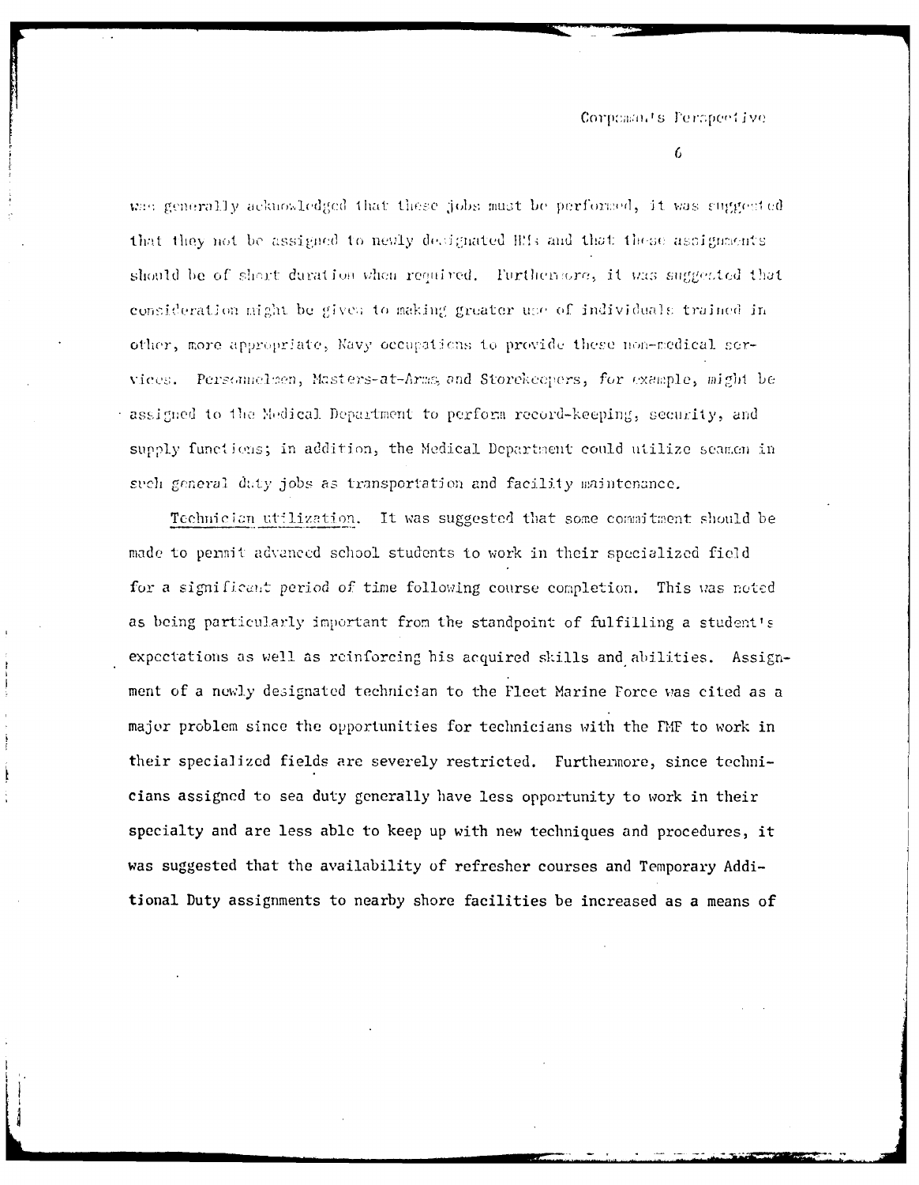was generally acknowledged that these jobs must be performed, it was suggested that they not be assigned to newly designated HMs and that these assignments should be of short duration when required. Furthermore, it was suggested that consideration might be given to making greater use of individuals trained in other, more appropriate, Navy occupations to provide these non-medical services. Personnelmen, Masters-at-Arms, and Storekeepers, for example, might be assigned to the Medical Department to perform record-keeping, security, and supply functions; in addition, the Medical Department could utilize seamen in such general duty jobs as transportation and facility maintenance.

Technician utilization. It was suggested that some commitment should be made to permit advanced school students to work in their specialized field for a significant period of time following course completion. This was noted as being particularly important from the standpoint of fulfilling a student's expectations as well as reinforcing his acquired skills and abilities. Assignment of a newly designated technician to the Fleet Marine Force was cited as a major problem since the opportunities for technicians with the FMF to work in their specialized fields are severely restricted. Furthermore, since technicians assigned to sea duty generally have less opportunity to work in their specialty and are less able to keep up with new techniques and procedures, it was suggested that the availability of refresher courses and Temporary Additional Duty assignments to nearby shore facilities be increased as a means of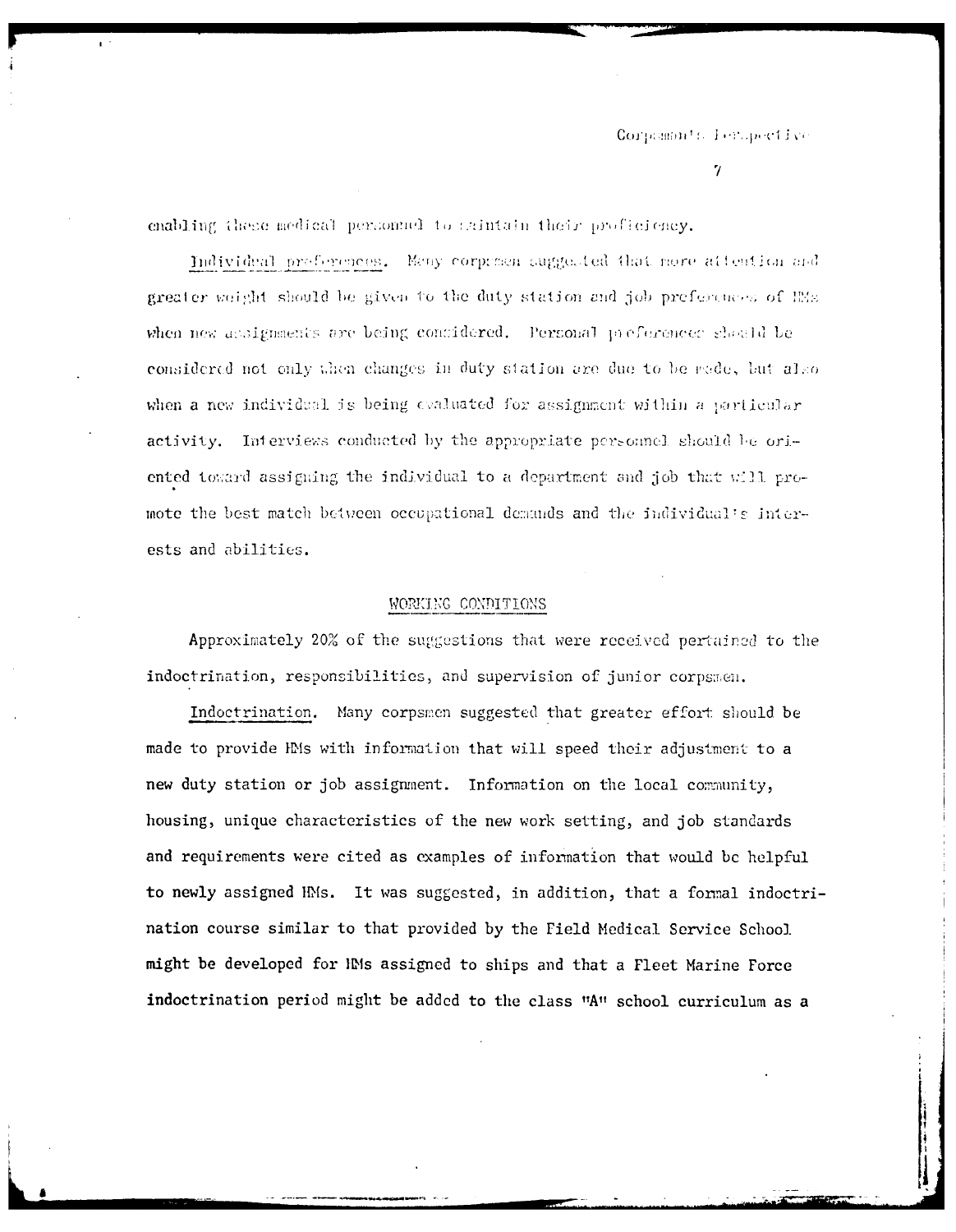enabling these medical personnel to maintain their proficiency.

Individual preferences. Many corpsmen suggested that more attention and greater weight should be given to the duty station and job preferences of HMs when new assignments are being considered. Personal preferences should be considered not only when changes in duty station are due to be made, but also when a new individual is being evaluated for assignment within a particular activity. Interviews conducted by the appropriate personnel should be oriented toward assigning the individual to a department and job that will promote the best match between occupational demands and the individual's interests and abilities.

## WORKING CONDITIONS

Approximately 20% of the suggestions that were received pertained to the indoctrination, responsibilities, and supervision of junior corpsmen.

Indoctrination. Many corpsmen suggested that greater effort should be made to provide HMs with information that will speed their adjustment to a new duty station or job assignment. Information on the local community, housing, unique characteristics of the new work setting, and job standards and requirements were cited as examples of information that would be helpful to newly assigned HMs. It was suggested, in addition, that a formal indoctrination course similar to that provided by the Field Medical Service School might be developed for HMs assigned to ships and that a Fleet Marine Force indoctrination period might be added to the class "A" school curriculum as a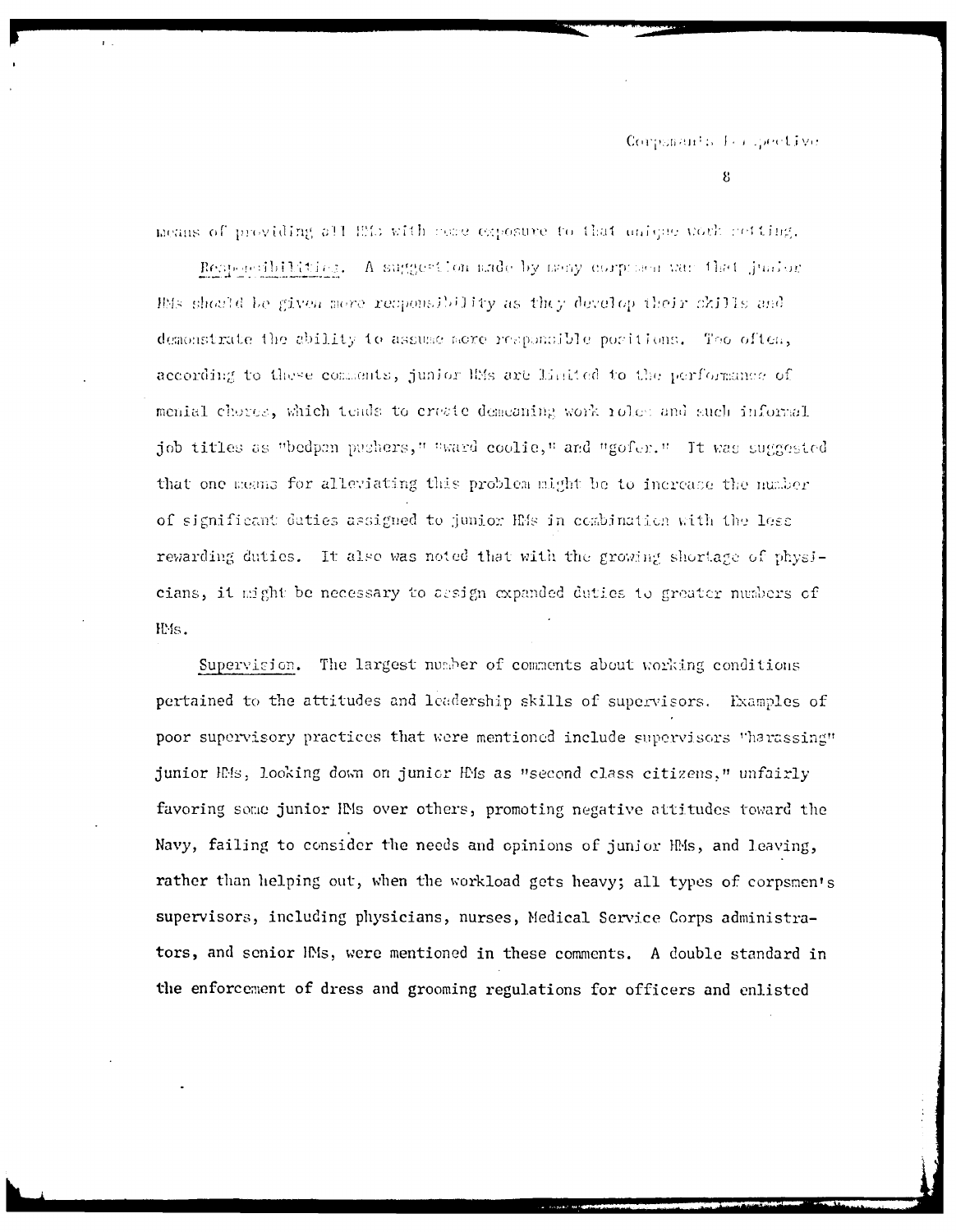means of providing all HMs with some exposure to that unique work setting.

Responsibilities. A suggestion made by many corpsmen was that junior HMs should be given more responsibility as they develop their skills and demonstrate the ability to assume more responsible positions. Too often, according to these comments, junior HMs are limited to the performance of menial chores, which tends to create demeaning work roles and such informal job titles as "bedpan pushers," "ward coolie," and "gofer." It was suggested that one means for alleviating this problem might be to increase the number of significant duties assigned to junior HMs in combination with the less rewarding duties. It also was noted that with the growing shortage of physicians, it might be necessary to assign expanded duties to greater numbers of HMs.

Supervision. The largest number of comments about working conditions pertained to the attitudes and leadership skills of supervisors. Examples of poor supervisory practices that were mentioned include supervisors "harassing" junior HMs, looking down on junior HMs as "second class citizens," unfairly favoring some junior HMs over others, promoting negative attitudes toward the Navy, failing to consider the needs and opinions of junior HMs, and leaving, rather than helping out, when the workload gets heavy; all types of corpsmen's supervisors, including physicians, nurses, Medical Service Corps administrators, and senior HMs, were mentioned in these comments. A double standard in the enforcement of dress and grooming regulations for officers and enlisted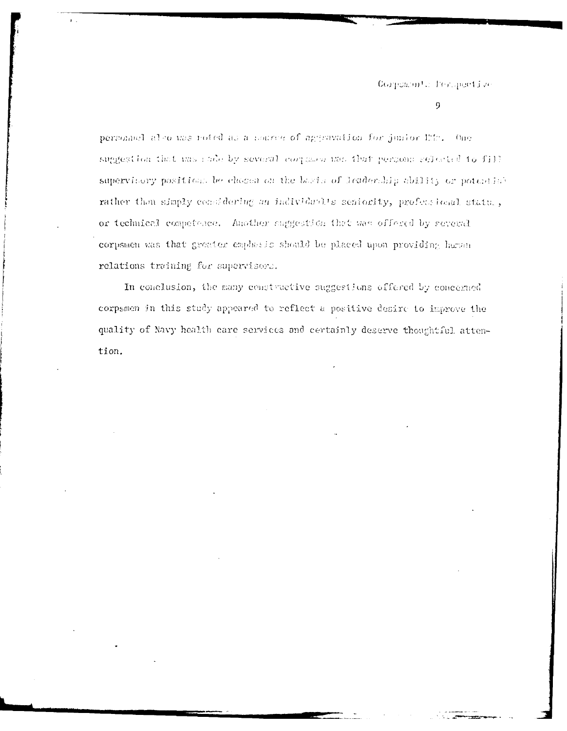personnel also was noted as a source of aggravation for junior EMs. One suggestion that was made by several corpsmen was that persons selected to fill supervisory positions be chosen on the basis of leadership ability or potential rather than simply considering an individual's seniority, professional status, or technical competence. Another suggestion that was offered by several corpsmen was that greater emphasis should be placed upon providing human relations training for supervisors.

In conclusion, the many constructive suggestions offered by concerned corpsmen in this study appeared to reflect a positive desire to improve the quality of Navy health care services and certainly deserve thoughtful attention.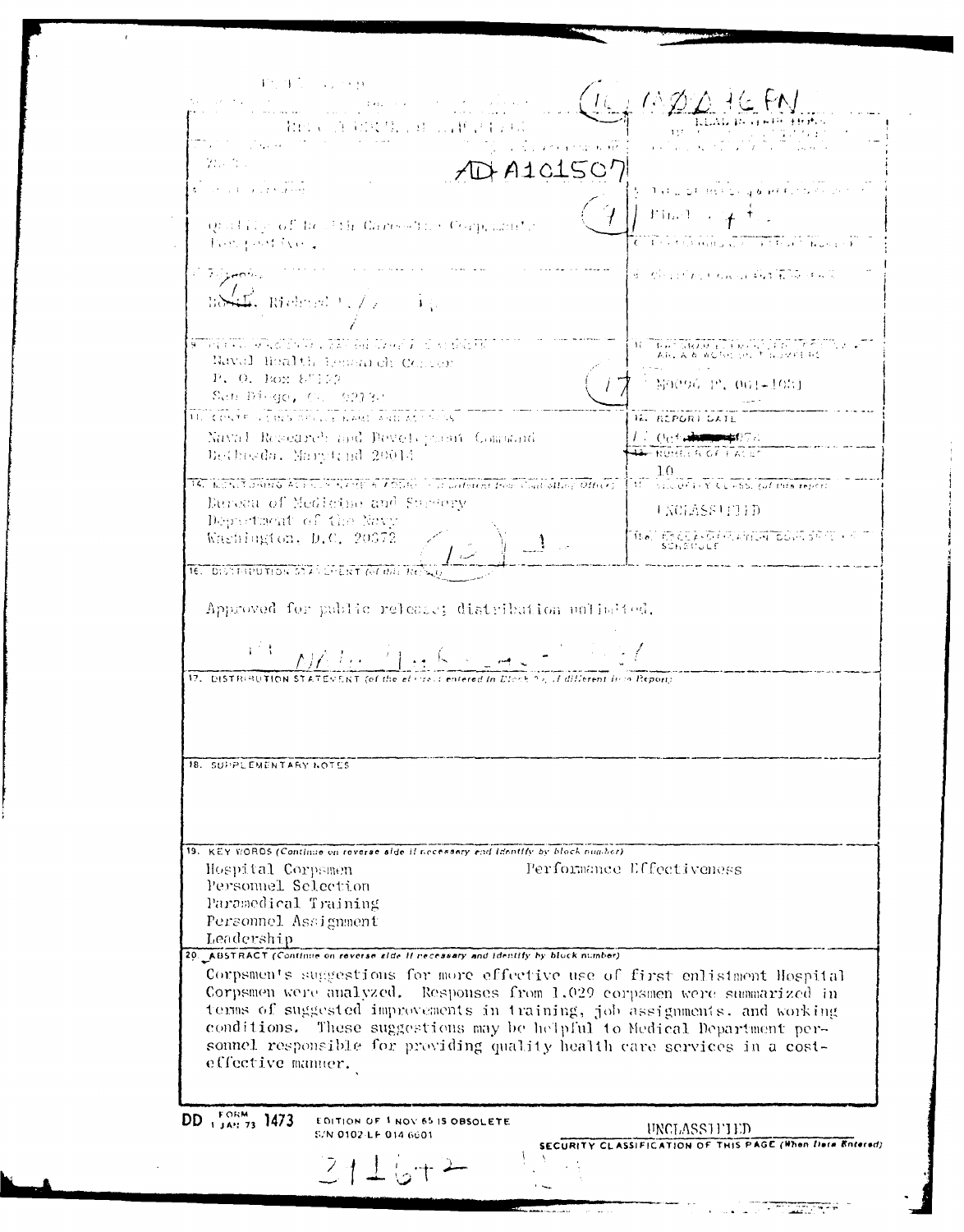AD A101507

| REPORT DOCUMENTATION PAGE | READ INSTRUCTIONS BEFORE COMPLETING FORM |
| --- | --- |
| 4. TITLE (and Subtitle) Quality of Health Care—The Corpsman's Perspective. | 5. TYPE OF REPORT & PERIOD COVERED Final |
| | 6. PERFORMING ORG. REPORT NUMBER |
| 7. AUTHOR(s) Booth, Richard F. | 8. CONTRACT OR GRANT NUMBER(s) |
| 9. PERFORMING ORGANIZATION NAME AND ADDRESS Naval Health Research Center P. O. Box 85122 San Diego, CA 92138 | 10. PROGRAM ELEMENT, PROJECT, TASK AREA & WORK UNIT NUMBERS M0096 PN 001-1051 |
| 11. CONTROLLING OFFICE NAME AND ADDRESS Naval Research and Development Command Bethesda, Maryland 20014 | 12. REPORT DATE Oct 1976 |
| | 13. NUMBER OF PAGES 10 |
| 14. MONITORING AGENCY NAME & ADDRESS (if different from Controlling Office) Bureau of Medicine and Surgery Department of the Navy Washington, D.C. 20372 | 15. SECURITY CLASS. (of this report) UNCLASSIFIED |
| | 15a. DECLASSIFICATION/DOWNGRADING SCHEDULE |

16. DISTRIBUTION STATEMENT (of this Report)

Approved for public release; distribution unlimited.

17. DISTRIBUTION STATEMENT (of the abstract entered in Block 20, if different from Report)

18. SUPPLEMENTARY NOTES

19. KEY WORDS (Continue on reverse side if necessary and identify by block number)

Hospital Corpsmen
Personnel Selection
Paramedical Training
Personnel Assignment
Leadership
Performance Effectiveness

20. ABSTRACT (Continue on reverse side if necessary and identify by block number)

Corpsmen's suggestions for more effective use of first enlistment Hospital Corpsmen were analyzed. Responses from 1,029 corpsmen were summarized in terms of suggested improvements in training, job assignments, and working conditions. These suggestions may be helpful to Medical Department personnel responsible for providing quality health care services in a cost-effective manner.

DD FORM 1473, 1 JAN 73 — EDITION OF 1 NOV 65 IS OBSOLETE
S/N 0102-LF-014-6601

UNCLASSIFIED
SECURITY CLASSIFICATION OF THIS PAGE (When Data Entered)